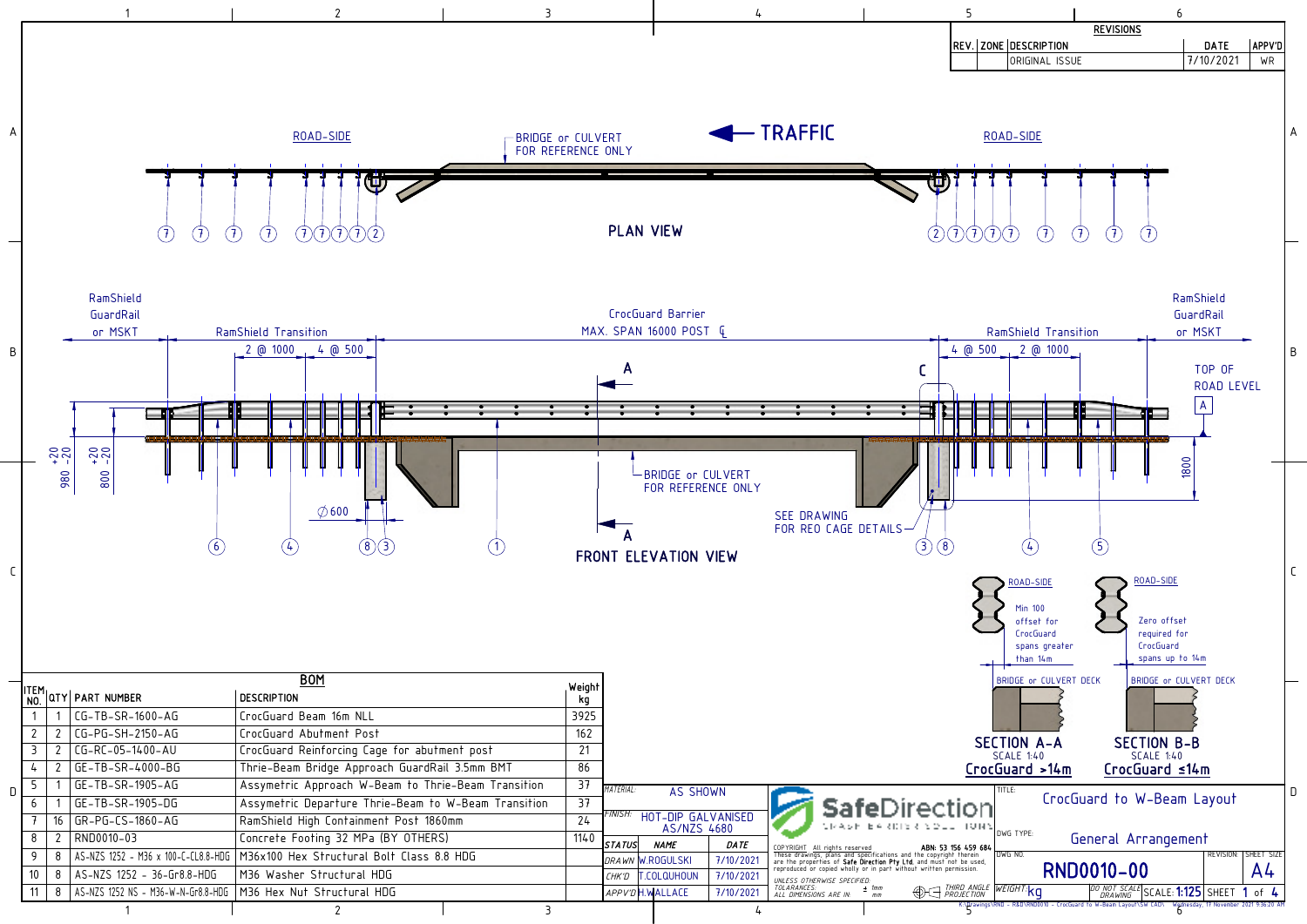## REVISIONS

| REV. | ZONE | DESCRIPTION | DATE | APPV'D |
|---|---|---|---|---|
| | | ORIGINAL ISSUE | 7/10/2021 | WR |

### PLAN VIEW

ROAD-SIDE — BRIDGE or CULVERT FOR REFERENCE ONLY — TRAFFIC — ROAD-SIDE

### FRONT ELEVATION VIEW

RamShield GuardRail or MSKT — RamShield Transition (2 @ 1000, 4 @ 500) — CrocGuard Barrier MAX. SPAN 16000 POST ℄ — RamShield Transition (4 @ 500, 2 @ 1000) — RamShield GuardRail or MSKT

TOP OF ROAD LEVEL

980 +20 -20; 800 +20 -20; ∅600; 1800

BRIDGE or CULVERT FOR REFERENCE ONLY

SEE DRAWING FOR REO CAGE DETAILS

### SECTION A-A
SCALE 1:40
**CrocGuard >14m**

ROAD-SIDE. Min 100 offset for CrocGuard spans greater than 14m. BRIDGE or CULVERT DECK

### SECTION B-B
SCALE 1:40
**CrocGuard ≤14m**

ROAD-SIDE. Zero offset required for CrocGuard spans up to 14m. BRIDGE or CULVERT DECK

## BOM

| ITEM NO. | QTY | PART NUMBER | DESCRIPTION | Weight kg |
|---|---|---|---|---|
| 1 | 1 | CG-TB-SR-1600-AG | CrocGuard Beam 16m NLL | 3925 |
| 2 | 2 | CG-PG-SH-2150-AG | CrocGuard Abutment Post | 162 |
| 3 | 2 | CG-RC-05-1400-AU | CrocGuard Reinforcing Cage for abutment post | 21 |
| 4 | 2 | GE-TB-SR-4000-BG | Thrie-Beam Bridge Approach GuardRail 3.5mm BMT | 86 |
| 5 | 1 | GE-TB-SR-1905-AG | Assymetric Approach W-Beam to Thrie-Beam Transition | 37 |
| 6 | 1 | GE-TB-SR-1905-DG | Assymetric Departure Thrie-Beam to W-Beam Transition | 37 |
| 7 | 16 | GR-PG-CS-1860-AG | RamShield High Containment Post 1860mm | 24 |
| 8 | 2 | RND0010-03 | Concrete Footing 32 MPa (BY OTHERS) | 1140 |
| 9 | 8 | AS-NZS 1252 - M36 x 100-C-CL8.8-HDG | M36x100 Hex Structural Bolt Class 8.8 HDG | |
| 10 | 8 | AS-NZS 1252 - 36-Gr8.8-HDG | M36 Washer Structural HDG | |
| 11 | 8 | AS-NZS 1252 NS - M36-W-N-Gr8.8-HDG | M36 Hex Nut Structural HDG | |

| MATERIAL: | AS SHOWN | |
|---|---|---|
| FINISH: | HOT-DIP GALVANISED AS/NZS 4680 | |
| STATUS | NAME | DATE |
| DRAWN | W.ROGULSKI | 7/10/2021 |
| CHK'D | T.COLQUHOUN | 7/10/2021 |
| APPV'D | H.WALLACE | 7/10/2021 |

SafeDirection — CRASH BARRIER SOLUTIONS

COPYRIGHT All rights reserved. ABN: 53 156 459 684. These drawings, plans and specifications and the copyright therein are the properties of Safe Direction Pty Ltd. and must not be used, reproduced or copied wholly or in part without written permission.

UNLESS OTHERWISE SPECIFIED: TOLARANCES: ± 1mm. ALL DIMENSIONS ARE IN: mm. THIRD ANGLE PROJECTION

TITLE: CrocGuard to W-Beam Layout

DWG TYPE: General Arrangement

DWG NO: RND0010-00 — REVISION: — SHEET SIZE: A4

WEIGHT: kg — DO NOT SCALE DRAWING — SCALE: 1:125 — SHEET 1 of 4

K:\Drawings\RND - R&D\RND0010 - CrocGuard to W-Beam Layout\SW CAD\ Wednesday, 17 November 2021 9:36:20 AM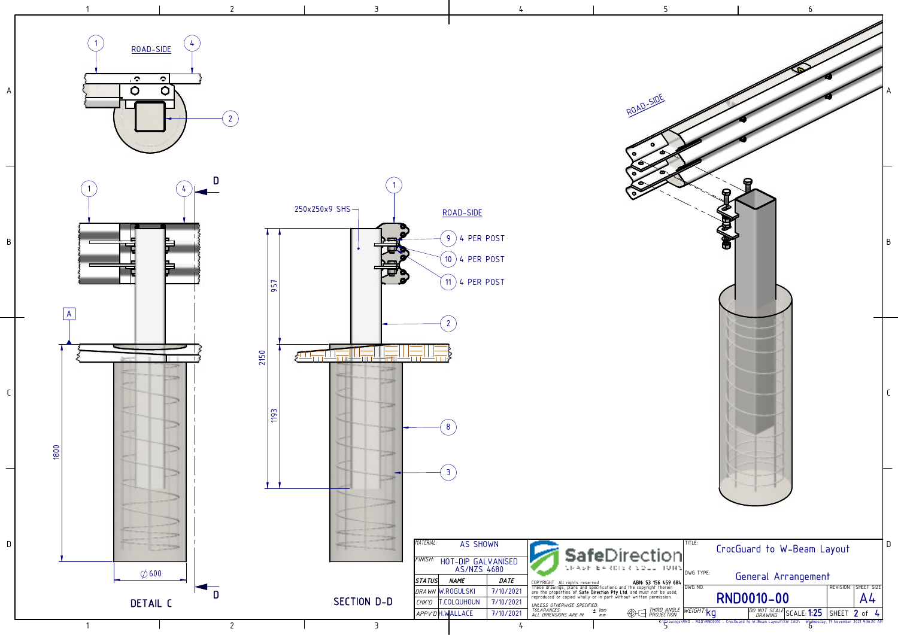ROAD-SIDE

1 4 2

DETAIL C

D D

A

1800

⌀600

250x250x9 SHS

ROAD-SIDE

9 4 PER POST

10 4 PER POST

11 4 PER POST

2

8

3

957

2150

1193

SECTION D-D

ROAD-SIDE

| MATERIAL: | AS SHOWN | |
|---|---|---|
| FINISH: | HOT-DIP GALVANISED AS/NZS 4680 | |
| STATUS | NAME | DATE |
| DRAWN | W.ROGULSKI | 7/10/2021 |
| CHK'D | T.COLQUHOUN | 7/10/2021 |
| APPV'D | H.WALLACE | 7/10/2021 |

SafeDirection CRASH BARRIER SOLUTIONS

COPYRIGHT All rights reserved ABN: 53 156 459 684
These drawings, plans and specifications and the copyright therein are the properties of Safe Direction Pty Ltd. and must not be used, reproduced or copied wholly or in part without written permission.

UNLESS OTHERWISE SPECIFIED:
TOLARANCES: ± 1mm
ALL DIMENSIONS ARE IN: mm

THIRD ANGLE PROJECTION

TITLE: CrocGuard to W-Beam Layout

DWG TYPE: General Arrangement

DWG NO: RND0010-00

REVISION:

SHEET SIZE: A4

WEIGHT: kg

DO NOT SCALE DRAWING

SCALE: 1:25

SHEET 2 of 4

K:\Drawings\RND - R&D\RND0010 - CrocGuard to W-Beam Layout\SW CAD\ Wednesday, 17 November 2021 9:36:20 AM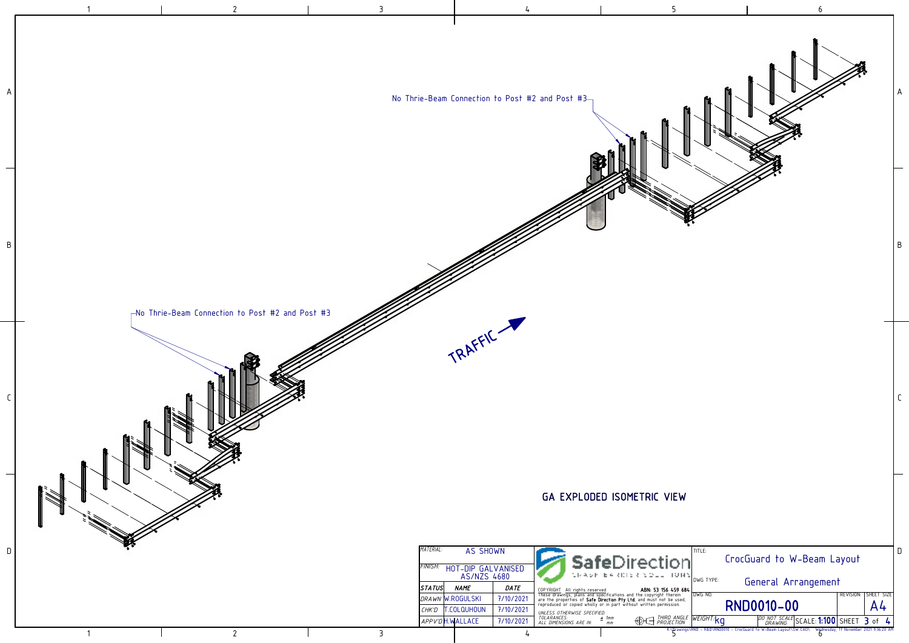No Thrie-Beam Connection to Post #2 and Post #3

No Thrie-Beam Connection to Post #2 and Post #3

TRAFFIC

GA EXPLODED ISOMETRIC VIEW

| MATERIAL: | AS SHOWN | |
|---|---|---|
| FINISH: | HOT-DIP GALVANISED AS/NZS 4680 | |
| STATUS | NAME | DATE |
| DRAWN | W.ROGULSKI | 7/10/2021 |
| CHK'D | T.COLQUHOUN | 7/10/2021 |
| APPV'D | H.WALLACE | 7/10/2021 |

SafeDirection CRASH BARRIER SOLUTIONS

COPYRIGHT All rights reserved ABN: 53 156 459 684
These drawings, plans and specifications and the copyright therein are the properties of **Safe Direction Pty Ltd**, and must not be used, reproduced or copied wholly or in part without written permission.

UNLESS OTHERWISE SPECIFIED:
TOLARANCES: ± 1mm
ALL DIMENSIONS ARE IN: mm

THIRD ANGLE PROJECTION

TITLE: CrocGuard to W-Beam Layout

DWG TYPE: General Arrangement

DWG NO: RND0010-00

REVISION:

SHEET SIZE: A4

WEIGHT: kg

DO NOT SCALE DRAWING

SCALE: 1:100

SHEET 3 of 4

K:\Drawings\RND - R&D\RND0010 - CrocGuard to W-Beam Layout\SW CAD\ Wednesday, 17 November 2021 9:36:20 AM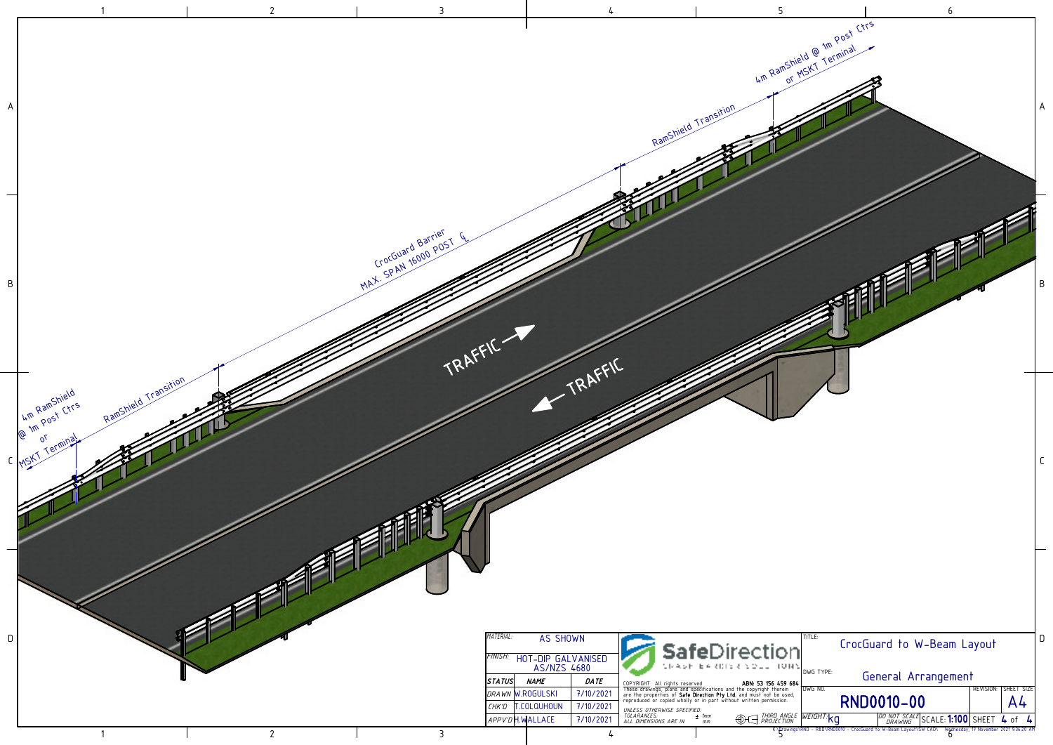4m RamShield @ 1m Post Ctrs or MSKT Terminal

RamShield Transition

CrocGuard Barrier
MAX. SPAN 16000 POST ℄

RamShield Transition

4m RamShield @ 1m Post Ctrs
or MSKT Terminal

TRAFFIC

TRAFFIC

| | | |
|---|---|---|
| MATERIAL: | AS SHOWN | |
| FINISH: | HOT-DIP GALVANISED AS/NZS 4680 | |
| STATUS | NAME | DATE |
| DRAWN | W.ROGULSKI | 7/10/2021 |
| CHK'D | T.COLQUHOUN | 7/10/2021 |
| APPV'D | H.WALLACE | 7/10/2021 |

SafeDirection
CRASH BARRIER SOLUTIONS

COPYRIGHT All rights reserved ABN: 53 156 459 684
These drawings, plans and specifications and the copyright therein are the properties of **Safe Direction Pty Ltd.** and must not be used, reproduced or copied wholly or in part without written permission.

UNLESS OTHERWISE SPECIFIED:
TOLARANCES: ± 1mm
ALL DIMENSIONS ARE IN: mm

THIRD ANGLE PROJECTION

TITLE: CrocGuard to W-Beam Layout

DWG TYPE: General Arrangement

DWG NO: RND0010-00

REVISION:

SHEET SIZE: A4

WEIGHT: kg

DO NOT SCALE DRAWING

SCALE: 1:100

SHEET 4 of 4

K:\Drawings\RND - R&D\RND0010 - CrocGuard to W-Beam Layout\SW CAD\ Wednesday, 17 November 2021 9:36:20 AM